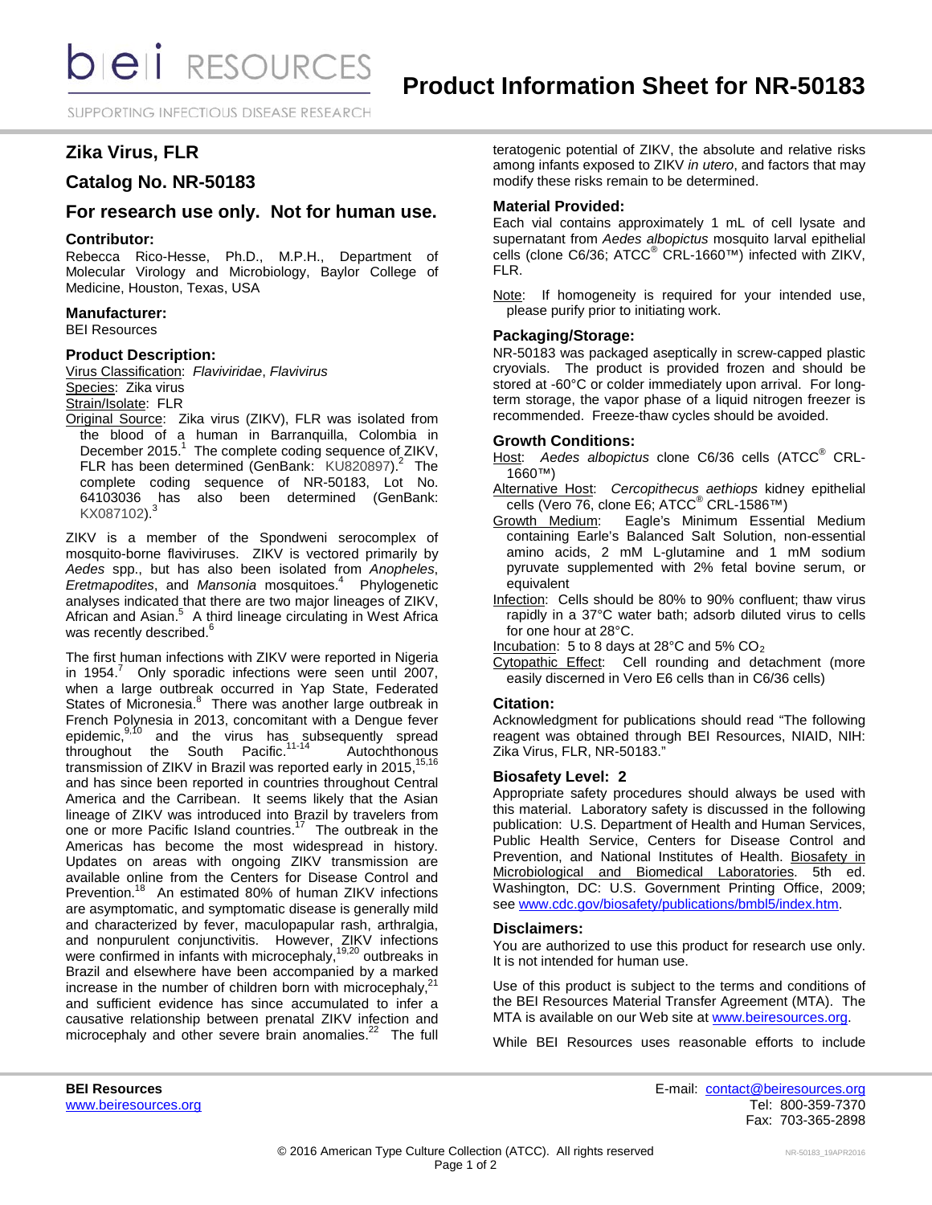# Product Information Sheet for NR-50183

## Zika Virus, FLR

## Catalog No. NR-50183

## For research use only. Not for human use.

### Contributor:

Rebecca Rico-Hesse, Ph.D., M.P.H., Department of Molecular Virology and Microbiology, Baylor College of Medicine, Houston, Texas, USA

### Manufacturer:

BEI Resources

### Product Description:

Virus Classification: *Flaviviridae*, *Flavivirus*

Species: Zika virus

Strain/Isolate: FLR

Original Source: Zika virus (ZIKV), FLR was isolated from the blood of a human in Barranquilla, Colombia in December 2015.[1] The complete coding sequence of ZIKV, FLR has been determined (GenBank: KU820897).[2] The complete coding sequence of NR-50183, Lot No. 64103036 has also been determined (GenBank: KX087102).[3]

ZIKV is a member of the Spondweni serocomplex of mosquito-borne flaviviruses. ZIKV is vectored primarily by *Aedes* spp., but has also been isolated from *Anopheles*, *Eretmapodites*, and *Mansonia* mosquitoes.[4] Phylogenetic analyses indicated that there are two major lineages of ZIKV, African and Asian.[5] A third lineage circulating in West Africa was recently described.[6]

The first human infections with ZIKV were reported in Nigeria in 1954.[7] Only sporadic infections were seen until 2007, when a large outbreak occurred in Yap State, Federated States of Micronesia.[8] There was another large outbreak in French Polynesia in 2013, concomitant with a Dengue fever epidemic,[9,10] and the virus has subsequently spread throughout the South Pacific.[11-14] Autochthonous transmission of ZIKV in Brazil was reported early in 2015,[15,16] and has since been reported in countries throughout Central America and the Carribean. It seems likely that the Asian lineage of ZIKV was introduced into Brazil by travelers from one or more Pacific Island countries.[17] The outbreak in the Americas has become the most widespread in history. Updates on areas with ongoing ZIKV transmission are available online from the Centers for Disease Control and Prevention.[18] An estimated 80% of human ZIKV infections are asymptomatic, and symptomatic disease is generally mild and characterized by fever, maculopapular rash, arthralgia, and nonpurulent conjunctivitis. However, ZIKV infections were confirmed in infants with microcephaly,[19,20] outbreaks in Brazil and elsewhere have been accompanied by a marked increase in the number of children born with microcephaly,[21] and sufficient evidence has since accumulated to infer a causative relationship between prenatal ZIKV infection and microcephaly and other severe brain anomalies.[22] The full teratogenic potential of ZIKV, the absolute and relative risks among infants exposed to ZIKV *in utero*, and factors that may modify these risks remain to be determined.

### Material Provided:

Each vial contains approximately 1 mL of cell lysate and supernatant from *Aedes albopictus* mosquito larval epithelial cells (clone C6/36; ATCC® CRL-1660™) infected with ZIKV, FLR.

Note: If homogeneity is required for your intended use, please purify prior to initiating work.

### Packaging/Storage:

NR-50183 was packaged aseptically in screw-capped plastic cryovials. The product is provided frozen and should be stored at -60°C or colder immediately upon arrival. For long-term storage, the vapor phase of a liquid nitrogen freezer is recommended. Freeze-thaw cycles should be avoided.

### Growth Conditions:

Host: *Aedes albopictus* clone C6/36 cells (ATCC® CRL-1660™)

Alternative Host: *Cercopithecus aethiops* kidney epithelial cells (Vero 76, clone E6; ATCC® CRL-1586™)

Growth Medium: Eagle's Minimum Essential Medium containing Earle's Balanced Salt Solution, non-essential amino acids, 2 mM L-glutamine and 1 mM sodium pyruvate supplemented with 2% fetal bovine serum, or equivalent

Infection: Cells should be 80% to 90% confluent; thaw virus rapidly in a 37°C water bath; adsorb diluted virus to cells for one hour at 28°C.

Incubation: 5 to 8 days at 28°C and 5% $CO_2$

Cytopathic Effect: Cell rounding and detachment (more easily discerned in Vero E6 cells than in C6/36 cells)

### Citation:

Acknowledgment for publications should read "The following reagent was obtained through BEI Resources, NIAID, NIH: Zika Virus, FLR, NR-50183."

### Biosafety Level: 2

Appropriate safety procedures should always be used with this material. Laboratory safety is discussed in the following publication: U.S. Department of Health and Human Services, Public Health Service, Centers for Disease Control and Prevention, and National Institutes of Health. Biosafety in Microbiological and Biomedical Laboratories. 5th ed. Washington, DC: U.S. Government Printing Office, 2009; see www.cdc.gov/biosafety/publications/bmbl5/index.htm.

### Disclaimers:

You are authorized to use this product for research use only. It is not intended for human use.

Use of this product is subject to the terms and conditions of the BEI Resources Material Transfer Agreement (MTA). The MTA is available on our Web site at www.beiresources.org.

While BEI Resources uses reasonable efforts to include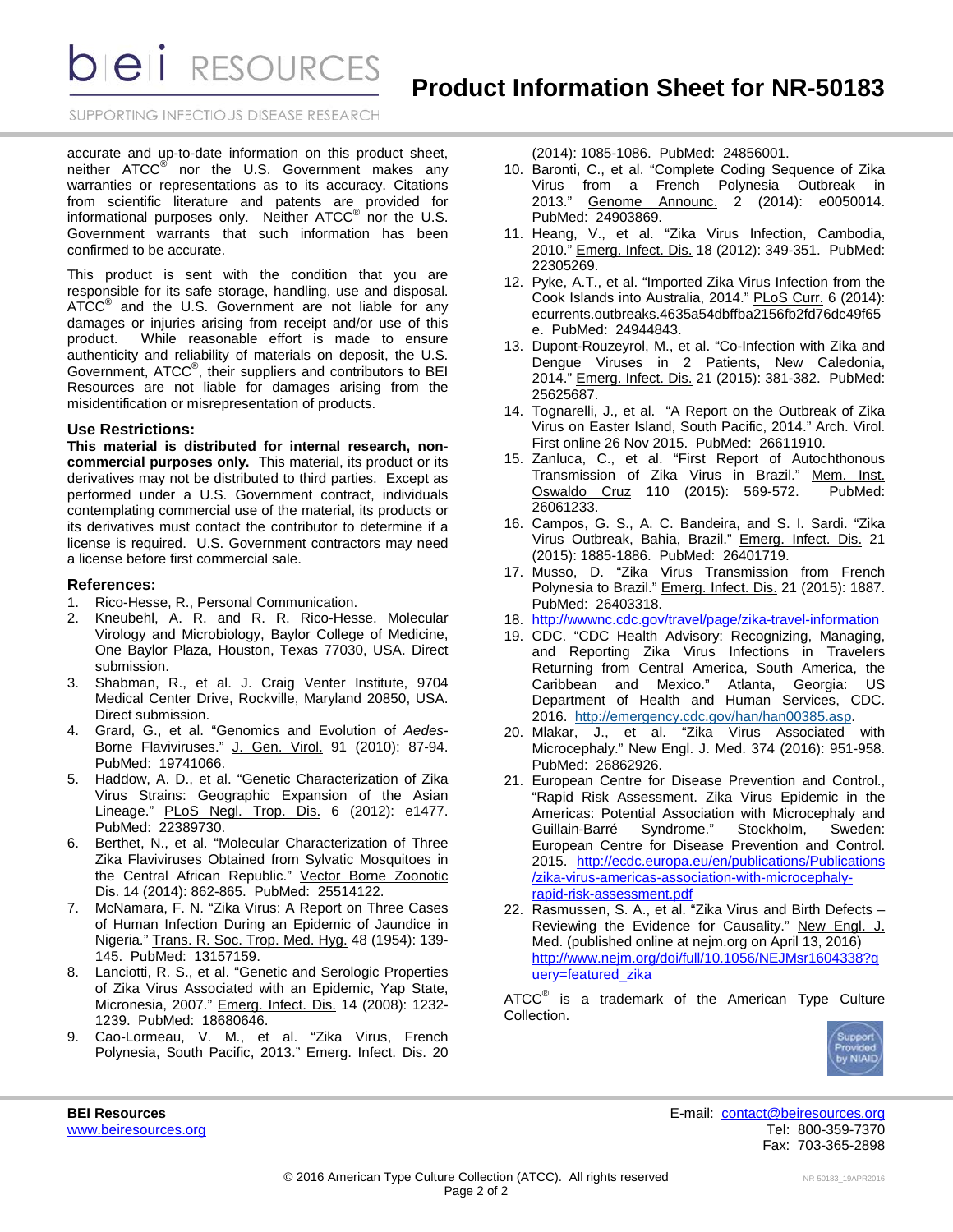accurate and up-to-date information on this product sheet, neither ATCC® nor the U.S. Government makes any warranties or representations as to its accuracy. Citations from scientific literature and patents are provided for informational purposes only. Neither ATCC® nor the U.S. Government warrants that such information has been confirmed to be accurate.

This product is sent with the condition that you are responsible for its safe storage, handling, use and disposal. ATCC® and the U.S. Government are not liable for any damages or injuries arising from receipt and/or use of this product. While reasonable effort is made to ensure authenticity and reliability of materials on deposit, the U.S. Government, ATCC®, their suppliers and contributors to BEI Resources are not liable for damages arising from the misidentification or misrepresentation of products.

### Use Restrictions:

**This material is distributed for internal research, non-commercial purposes only.** This material, its product or its derivatives may not be distributed to third parties. Except as performed under a U.S. Government contract, individuals contemplating commercial use of the material, its products or its derivatives must contact the contributor to determine if a license is required. U.S. Government contractors may need a license before first commercial sale.

### References:

1. Rico-Hesse, R., Personal Communication.
2. Kneubehl, A. R. and R. R. Rico-Hesse. Molecular Virology and Microbiology, Baylor College of Medicine, One Baylor Plaza, Houston, Texas 77030, USA. Direct submission.
3. Shabman, R., et al. J. Craig Venter Institute, 9704 Medical Center Drive, Rockville, Maryland 20850, USA. Direct submission.
4. Grard, G., et al. "Genomics and Evolution of *Aedes*-Borne Flaviviruses." J. Gen. Virol. 91 (2010): 87-94. PubMed: 19741066.
5. Haddow, A. D., et al. "Genetic Characterization of Zika Virus Strains: Geographic Expansion of the Asian Lineage." PLoS Negl. Trop. Dis. 6 (2012): e1477. PubMed: 22389730.
6. Berthet, N., et al. "Molecular Characterization of Three Zika Flaviviruses Obtained from Sylvatic Mosquitoes in the Central African Republic." Vector Borne Zoonotic Dis. 14 (2014): 862-865. PubMed: 25514122.
7. McNamara, F. N. "Zika Virus: A Report on Three Cases of Human Infection During an Epidemic of Jaundice in Nigeria." Trans. R. Soc. Trop. Med. Hyg. 48 (1954): 139-145. PubMed: 13157159.
8. Lanciotti, R. S., et al. "Genetic and Serologic Properties of Zika Virus Associated with an Epidemic, Yap State, Micronesia, 2007." Emerg. Infect. Dis. 14 (2008): 1232-1239. PubMed: 18680646.
9. Cao-Lormeau, V. M., et al. "Zika Virus, French Polynesia, South Pacific, 2013." Emerg. Infect. Dis. 20 (2014): 1085-1086. PubMed: 24856001.
10. Baronti, C., et al. "Complete Coding Sequence of Zika Virus from a French Polynesia Outbreak in 2013." Genome Announc. 2 (2014): e0050014. PubMed: 24903869.
11. Heang, V., et al. "Zika Virus Infection, Cambodia, 2010." Emerg. Infect. Dis. 18 (2012): 349-351. PubMed: 22305269.
12. Pyke, A.T., et al. "Imported Zika Virus Infection from the Cook Islands into Australia, 2014." PLoS Curr. 6 (2014): ecurrents.outbreaks.4635a54dbffba2156fb2fd76dc49f65e. PubMed: 24944843.
13. Dupont-Rouzeyrol, M., et al. "Co-Infection with Zika and Dengue Viruses in 2 Patients, New Caledonia, 2014." Emerg. Infect. Dis. 21 (2015): 381-382. PubMed: 25625687.
14. Tognarelli, J., et al. "A Report on the Outbreak of Zika Virus on Easter Island, South Pacific, 2014." Arch. Virol. First online 26 Nov 2015. PubMed: 26611910.
15. Zanluca, C., et al. "First Report of Autochthonous Transmission of Zika Virus in Brazil." Mem. Inst. Oswaldo Cruz 110 (2015): 569-572. PubMed: 26061233.
16. Campos, G. S., A. C. Bandeira, and S. I. Sardi. "Zika Virus Outbreak, Bahia, Brazil." Emerg. Infect. Dis. 21 (2015): 1885-1886. PubMed: 26401719.
17. Musso, D. "Zika Virus Transmission from French Polynesia to Brazil." Emerg. Infect. Dis. 21 (2015): 1887. PubMed: 26403318.
18. http://wwwnc.cdc.gov/travel/page/zika-travel-information
19. CDC. "CDC Health Advisory: Recognizing, Managing, and Reporting Zika Virus Infections in Travelers Returning from Central America, South America, the Caribbean and Mexico." Atlanta, Georgia: US Department of Health and Human Services, CDC. 2016. http://emergency.cdc.gov/han/han00385.asp.
20. Mlakar, J., et al. "Zika Virus Associated with Microcephaly." New Engl. J. Med. 374 (2016): 951-958. PubMed: 26862926.
21. European Centre for Disease Prevention and Control., "Rapid Risk Assessment. Zika Virus Epidemic in the Americas: Potential Association with Microcephaly and Guillain-Barré Syndrome." Stockholm, Sweden: European Centre for Disease Prevention and Control. 2015. http://ecdc.europa.eu/en/publications/Publications/zika-virus-americas-association-with-microcephaly-rapid-risk-assessment.pdf
22. Rasmussen, S. A., et al. "Zika Virus and Birth Defects – Reviewing the Evidence for Causality." New Engl. J. Med. (published online at nejm.org on April 13, 2016) http://www.nejm.org/doi/full/10.1056/NEJMsr1604338?query=featured_zika

ATCC® is a trademark of the American Type Culture Collection.

**BEI Resources**
www.beiresources.org

E-mail: contact@beiresources.org
Tel: 800-359-7370
Fax: 703-365-2898

© 2016 American Type Culture Collection (ATCC). All rights reserved

NR-50183_19APR2016